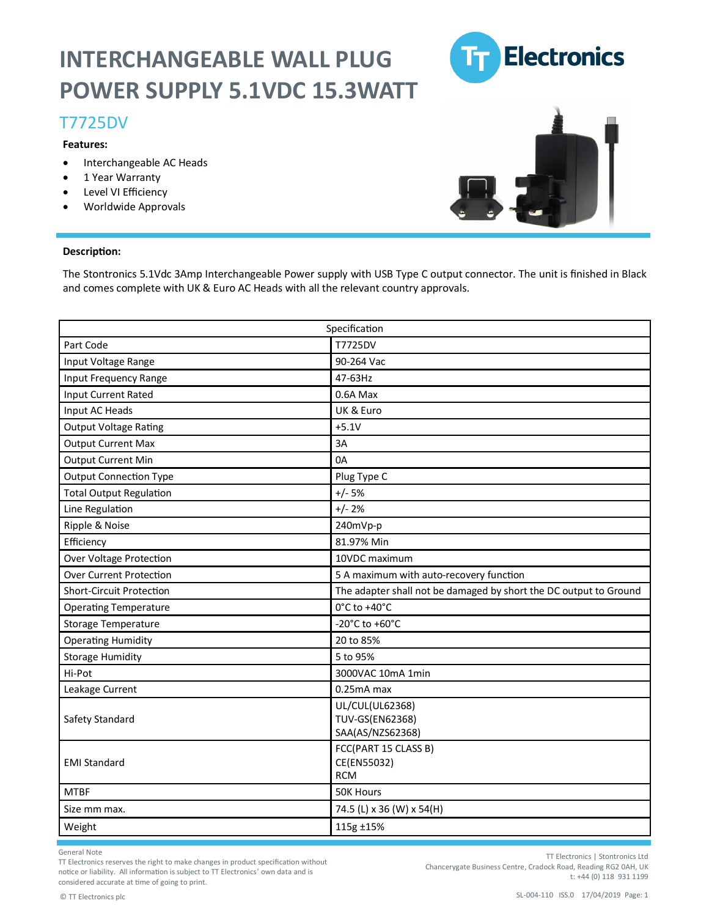# INTERCHANGEABLE WALL PLUG POWER SUPPLY 5.1VDC 15.3WATT

TT Electronics

## T7725DV

**Features:**

- Interchangeable AC Heads
- 1 Year Warranty
- Level VI Efficiency
- Worldwide Approvals

**Description:**

The Stontronics 5.1Vdc 3Amp Interchangeable Power supply with USB Type C output connector. The unit is finished in Black and comes complete with UK & Euro AC Heads with all the relevant country approvals.

| Specification | |
|---|---|
| Part Code | T7725DV |
| Input Voltage Range | 90-264 Vac |
| Input Frequency Range | 47-63Hz |
| Input Current Rated | 0.6A Max |
| Input AC Heads | UK & Euro |
| Output Voltage Rating | +5.1V |
| Output Current Max | 3A |
| Output Current Min | 0A |
| Output Connection Type | Plug Type C |
| Total Output Regulation | +/- 5% |
| Line Regulation | +/- 2% |
| Ripple & Noise | 240mVp-p |
| Efficiency | 81.97% Min |
| Over Voltage Protection | 10VDC maximum |
| Over Current Protection | 5 A maximum with auto-recovery function |
| Short-Circuit Protection | The adapter shall not be damaged by short the DC output to Ground |
| Operating Temperature | 0°C to +40°C |
| Storage Temperature | -20°C to +60°C |
| Operating Humidity | 20 to 85% |
| Storage Humidity | 5 to 95% |
| Hi-Pot | 3000VAC 10mA 1min |
| Leakage Current | 0.25mA max |
| Safety Standard | UL/CUL(UL62368)<br>TUV-GS(EN62368)<br>SAA(AS/NZS62368) |
| EMI Standard | FCC(PART 15 CLASS B)<br>CE(EN55032)<br>RCM |
| MTBF | 50K Hours |
| Size mm max. | 74.5 (L) x 36 (W) x 54(H) |
| Weight | 115g ±15% |

General Note
TT Electronics reserves the right to make changes in product specification without notice or liability. All information is subject to TT Electronics' own data and is considered accurate at time of going to print.

TT Electronics | Stontronics Ltd
Chancerygate Business Centre, Cradock Road, Reading RG2 0AH, UK
t: +44 (0) 118 931 1199

© TT Electronics plc

SL-004-110 ISS.0 17/04/2019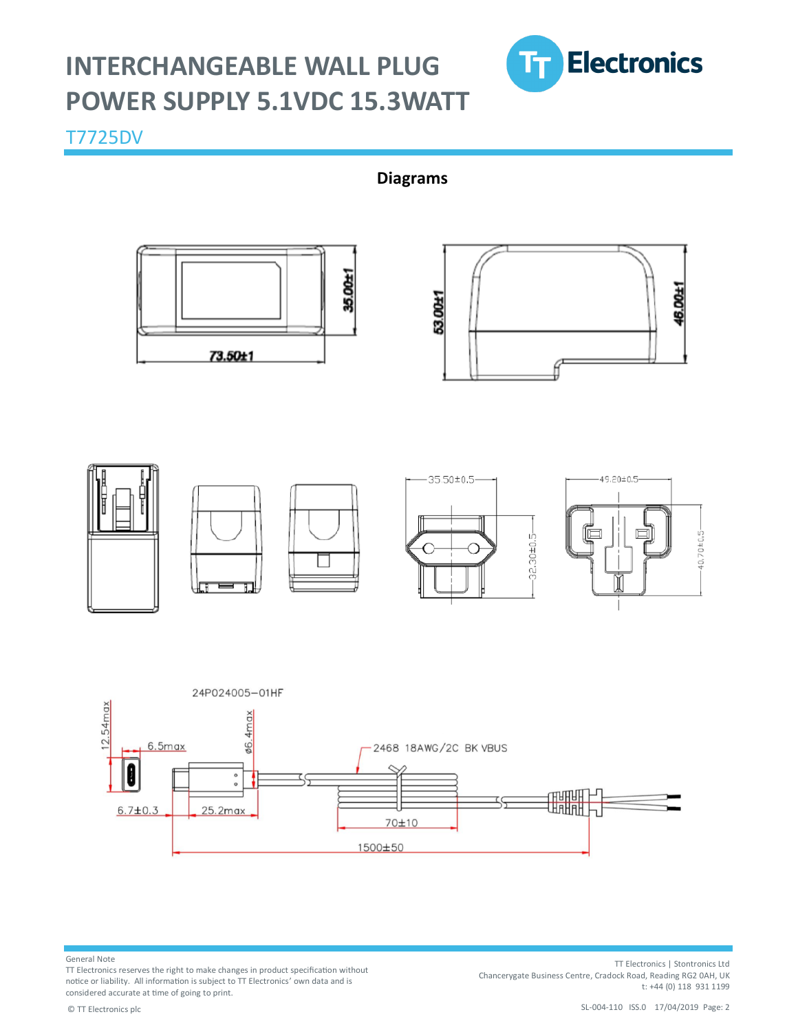# INTERCHANGEABLE WALL PLUG POWER SUPPLY 5.1VDC 15.3WATT

## T7725DV

### Diagrams

73.50±1

35.00±1

53.00±1

46.00±1

35.50±0.5

32.30±0.5

49.20±0.5

40.70±0.5

24P024005-01HF

12.54max

6.5max

ø6.4max

2468 18AWG/2C BK VBUS

6.7±0.3

25.2max

70±10

1500±50

General Note
TT Electronics reserves the right to make changes in product specification without notice or liability. All information is subject to TT Electronics' own data and is considered accurate at time of going to print.

© TT Electronics plc

TT Electronics | Stontronics Ltd
Chancerygate Business Centre, Cradock Road, Reading RG2 0AH, UK
t: +44 (0) 118 931 1199

SL-004-110 ISS.0 17/04/2019